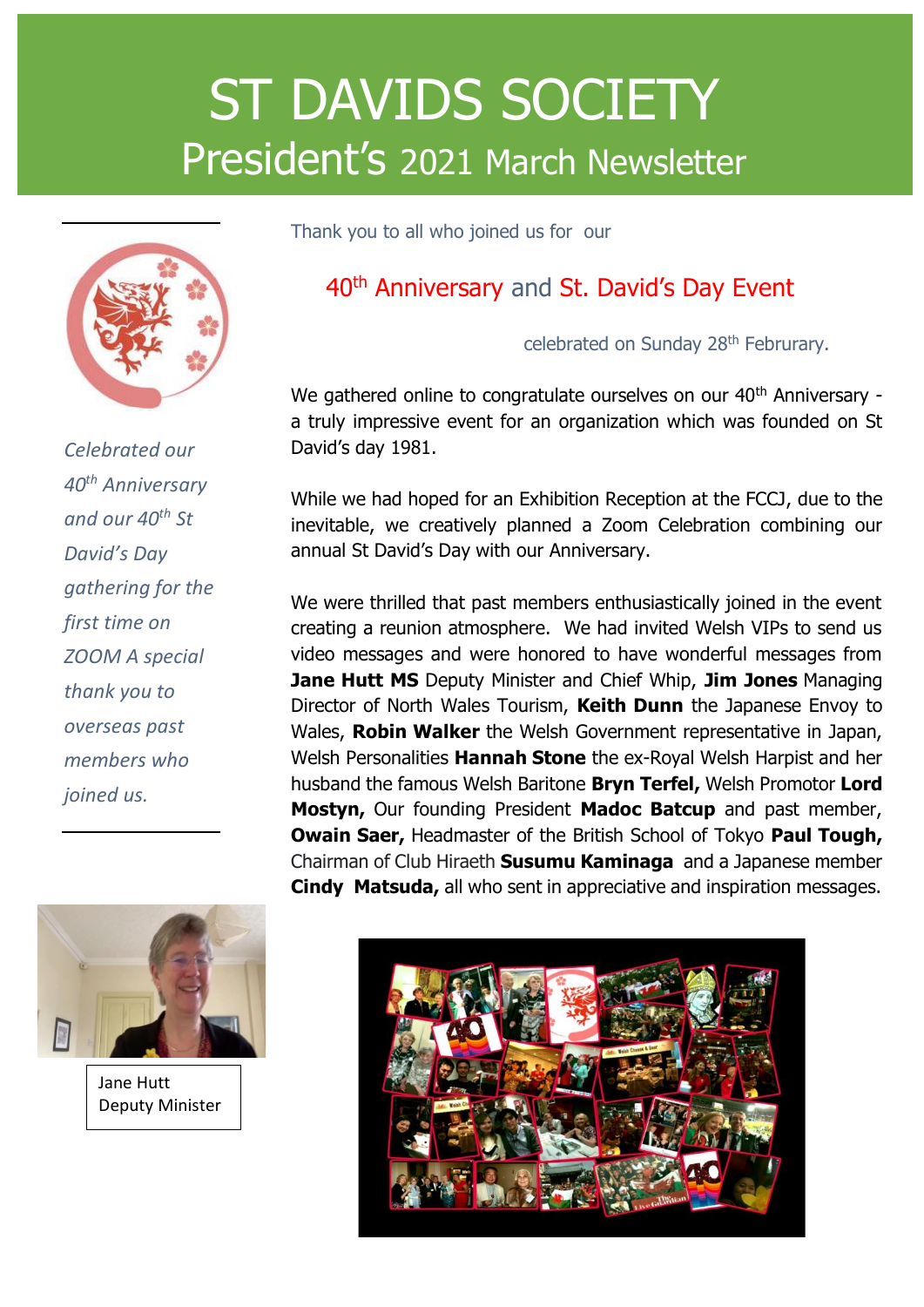# ST DAVIDS SOCIETY

## President's 2021 March Newsletter

*Celebrated our 40th Anniversary and our 40th St David's Day gathering for the first time on ZOOM A special thank you to overseas past members who joined us.*

Thank you to all who joined us for our

## 40th Anniversary and St. David's Day Event

celebrated on Sunday 28th Februrary.

We gathered online to congratulate ourselves on our 40th Anniversary - a truly impressive event for an organization which was founded on St David's day 1981.

While we had hoped for an Exhibition Reception at the FCCJ, due to the inevitable, we creatively planned a Zoom Celebration combining our annual St David's Day with our Anniversary.

We were thrilled that past members enthusiastically joined in the event creating a reunion atmosphere. We had invited Welsh VIPs to send us video messages and were honored to have wonderful messages from **Jane Hutt MS** Deputy Minister and Chief Whip, **Jim Jones** Managing Director of North Wales Tourism, **Keith Dunn** the Japanese Envoy to Wales, **Robin Walker** the Welsh Government representative in Japan, Welsh Personalities **Hannah Stone** the ex-Royal Welsh Harpist and her husband the famous Welsh Baritone **Bryn Terfel,** Welsh Promotor **Lord Mostyn,** Our founding President **Madoc Batcup** and past member, **Owain Saer,** Headmaster of the British School of Tokyo **Paul Tough,** Chairman of Club Hiraeth **Susumu Kaminaga** and a Japanese member **Cindy Matsuda,** all who sent in appreciative and inspiration messages.

Jane Hutt
Deputy Minister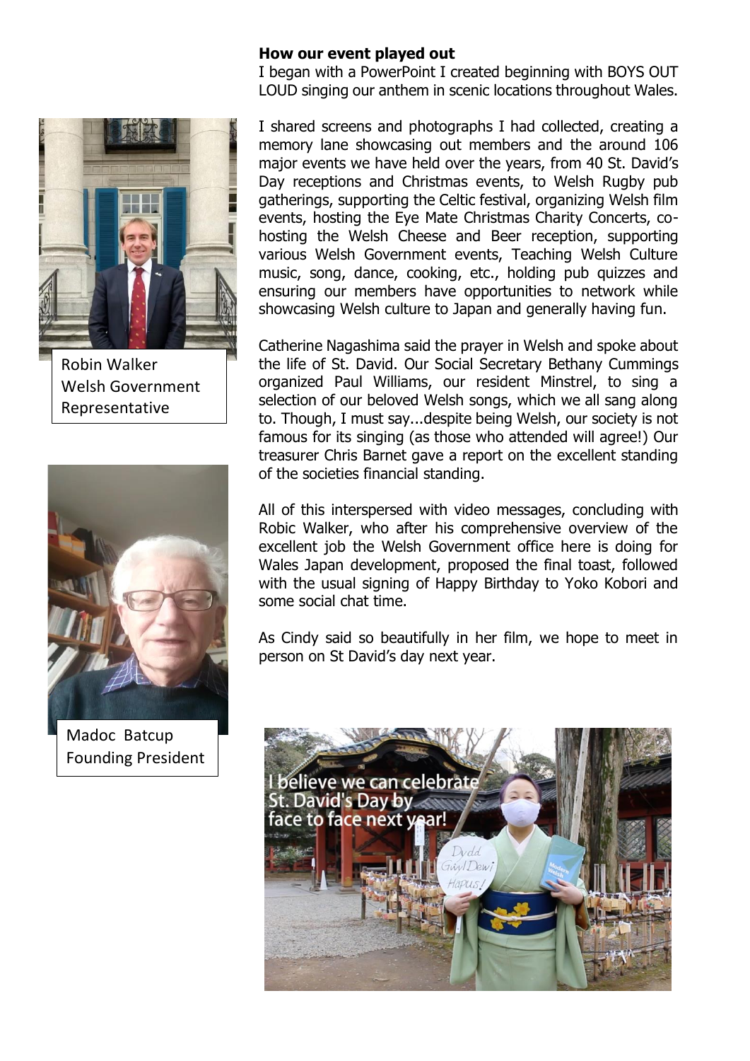**How our event played out**

I began with a PowerPoint I created beginning with BOYS OUT LOUD singing our anthem in scenic locations throughout Wales.

I shared screens and photographs I had collected, creating a memory lane showcasing out members and the around 106 major events we have held over the years, from 40 St. David's Day receptions and Christmas events, to Welsh Rugby pub gatherings, supporting the Celtic festival, organizing Welsh film events, hosting the Eye Mate Christmas Charity Concerts, co-hosting the Welsh Cheese and Beer reception, supporting various Welsh Government events, Teaching Welsh Culture music, song, dance, cooking, etc., holding pub quizzes and ensuring our members have opportunities to network while showcasing Welsh culture to Japan and generally having fun.

Robin Walker
Welsh Government Representative

Catherine Nagashima said the prayer in Welsh and spoke about the life of St. David. Our Social Secretary Bethany Cummings organized Paul Williams, our resident Minstrel, to sing a selection of our beloved Welsh songs, which we all sang along to. Though, I must say...despite being Welsh, our society is not famous for its singing (as those who attended will agree!) Our treasurer Chris Barnet gave a report on the excellent standing of the societies financial standing.

All of this interspersed with video messages, concluding with Robic Walker, who after his comprehensive overview of the excellent job the Welsh Government office here is doing for Wales Japan development, proposed the final toast, followed with the usual signing of Happy Birthday to Yoko Kobori and some social chat time.

As Cindy said so beautifully in her film, we hope to meet in person on St David's day next year.

Madoc Batcup
Founding President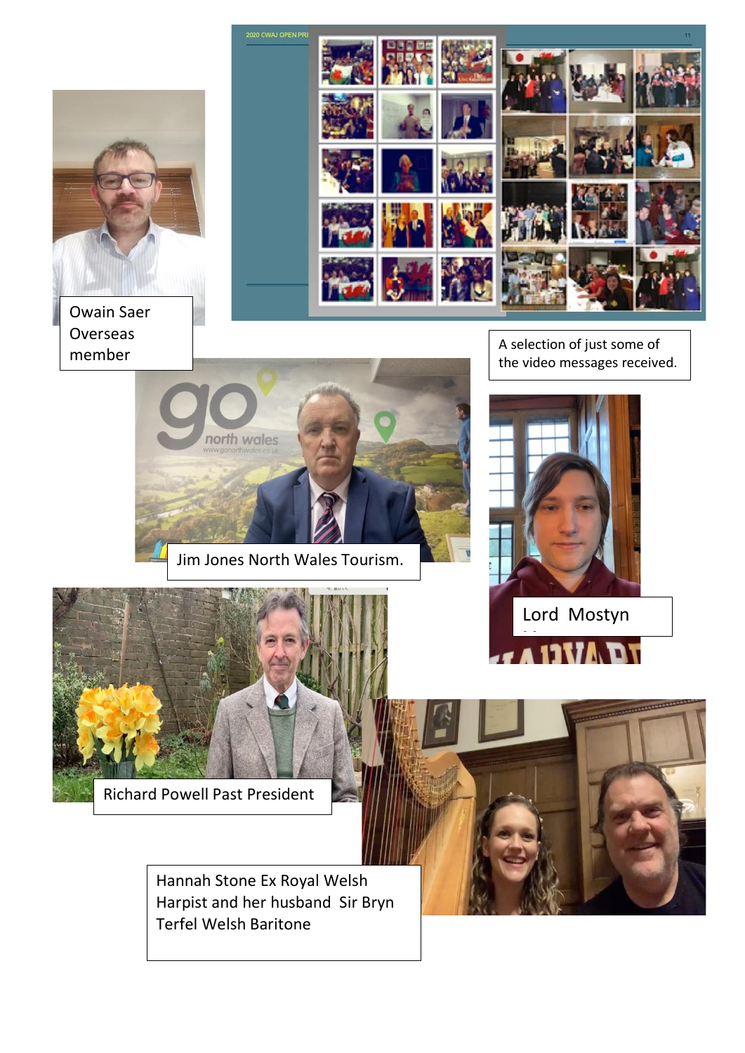Owain Saer
Overseas
member

A selection of just some of the video messages received.

Jim Jones North Wales Tourism.

Lord Mostyn

Richard Powell Past President

Hannah Stone Ex Royal Welsh Harpist and her husband Sir Bryn Terfel Welsh Baritone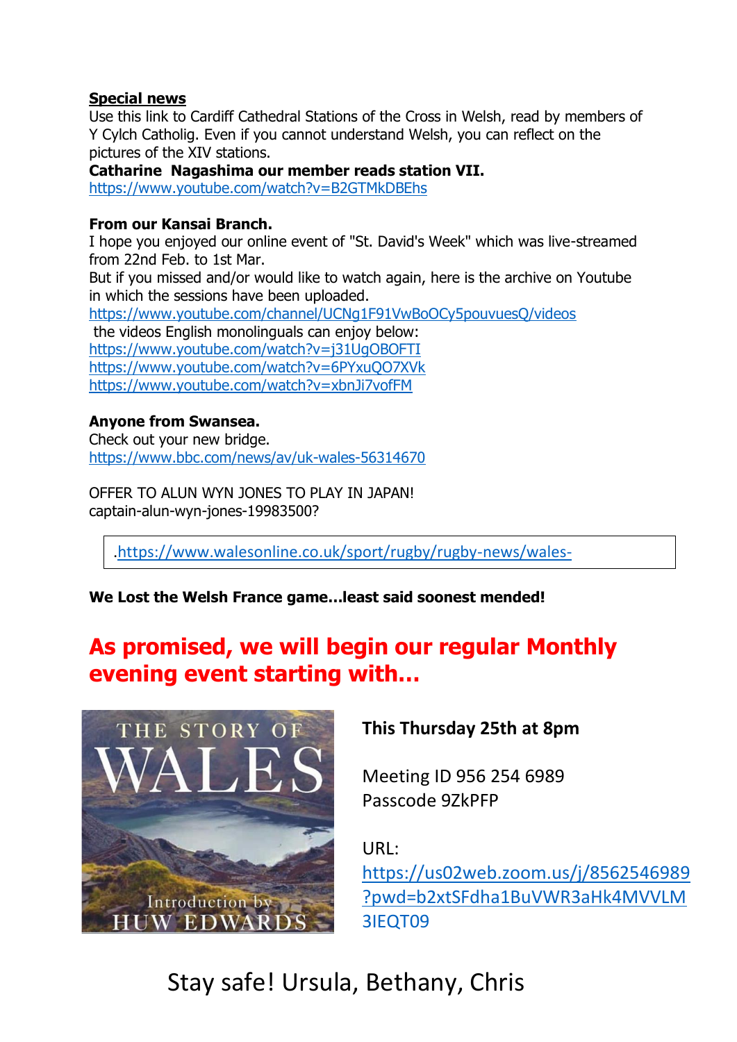**Special news**

Use this link to Cardiff Cathedral Stations of the Cross in Welsh, read by members of Y Cylch Catholig. Even if you cannot understand Welsh, you can reflect on the pictures of the XIV stations.

**Catharine Nagashima our member reads station VII.**

https://www.youtube.com/watch?v=B2GTMkDBEhs

**From our Kansai Branch.**

I hope you enjoyed our online event of "St. David's Week" which was live-streamed from 22nd Feb. to 1st Mar.

But if you missed and/or would like to watch again, here is the archive on Youtube in which the sessions have been uploaded.

https://www.youtube.com/channel/UCNg1F91VwBoOCy5pouvuesQ/videos

the videos English monolinguals can enjoy below:

https://www.youtube.com/watch?v=j31UgOBOFTI
https://www.youtube.com/watch?v=6PYxuQO7XVk
https://www.youtube.com/watch?v=xbnJi7vofFM

**Anyone from Swansea.**

Check out your new bridge.

https://www.bbc.com/news/av/uk-wales-56314670

OFFER TO ALUN WYN JONES TO PLAY IN JAPAN!
captain-alun-wyn-jones-19983500?

.https://www.walesonline.co.uk/sport/rugby/rugby-news/wales-

**We Lost the Welsh France game…least said soonest mended!**

## As promised, we will begin our regular Monthly evening event starting with…

THE STORY OF WALES
Introduction by HUW EDWARDS

**This Thursday 25th at 8pm**

Meeting ID 956 254 6989
Passcode 9ZkPFP

URL:
https://us02web.zoom.us/j/8562546989?pwd=b2xtSFdha1BuVWR3aHk4MVVLM3IEQT09

Stay safe! Ursula, Bethany, Chris